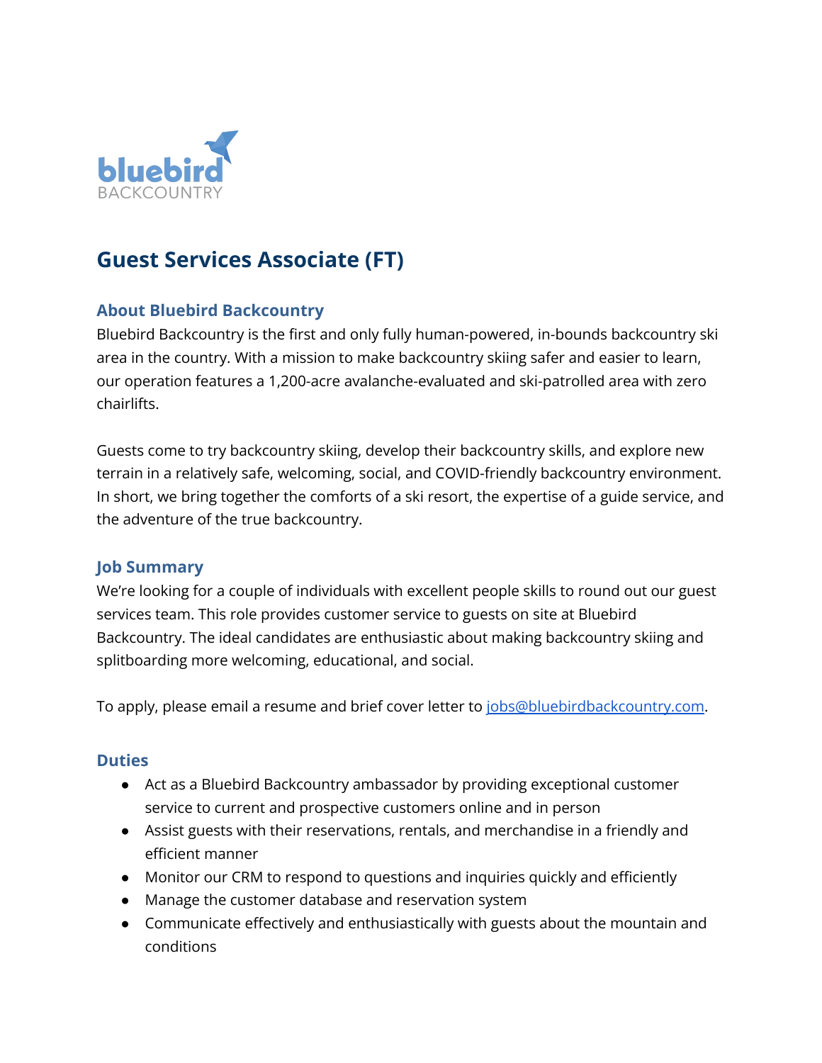bluebird
BACKCOUNTRY

# Guest Services Associate (FT)

## About Bluebird Backcountry

Bluebird Backcountry is the first and only fully human-powered, in-bounds backcountry ski area in the country. With a mission to make backcountry skiing safer and easier to learn, our operation features a 1,200-acre avalanche-evaluated and ski-patrolled area with zero chairlifts.

Guests come to try backcountry skiing, develop their backcountry skills, and explore new terrain in a relatively safe, welcoming, social, and COVID-friendly backcountry environment. In short, we bring together the comforts of a ski resort, the expertise of a guide service, and the adventure of the true backcountry.

## Job Summary

We're looking for a couple of individuals with excellent people skills to round out our guest services team. This role provides customer service to guests on site at Bluebird Backcountry. The ideal candidates are enthusiastic about making backcountry skiing and splitboarding more welcoming, educational, and social.

To apply, please email a resume and brief cover letter to [jobs@bluebirdbackcountry.com](mailto:jobs@bluebirdbackcountry.com).

## Duties

- Act as a Bluebird Backcountry ambassador by providing exceptional customer service to current and prospective customers online and in person
- Assist guests with their reservations, rentals, and merchandise in a friendly and efficient manner
- Monitor our CRM to respond to questions and inquiries quickly and efficiently
- Manage the customer database and reservation system
- Communicate effectively and enthusiastically with guests about the mountain and conditions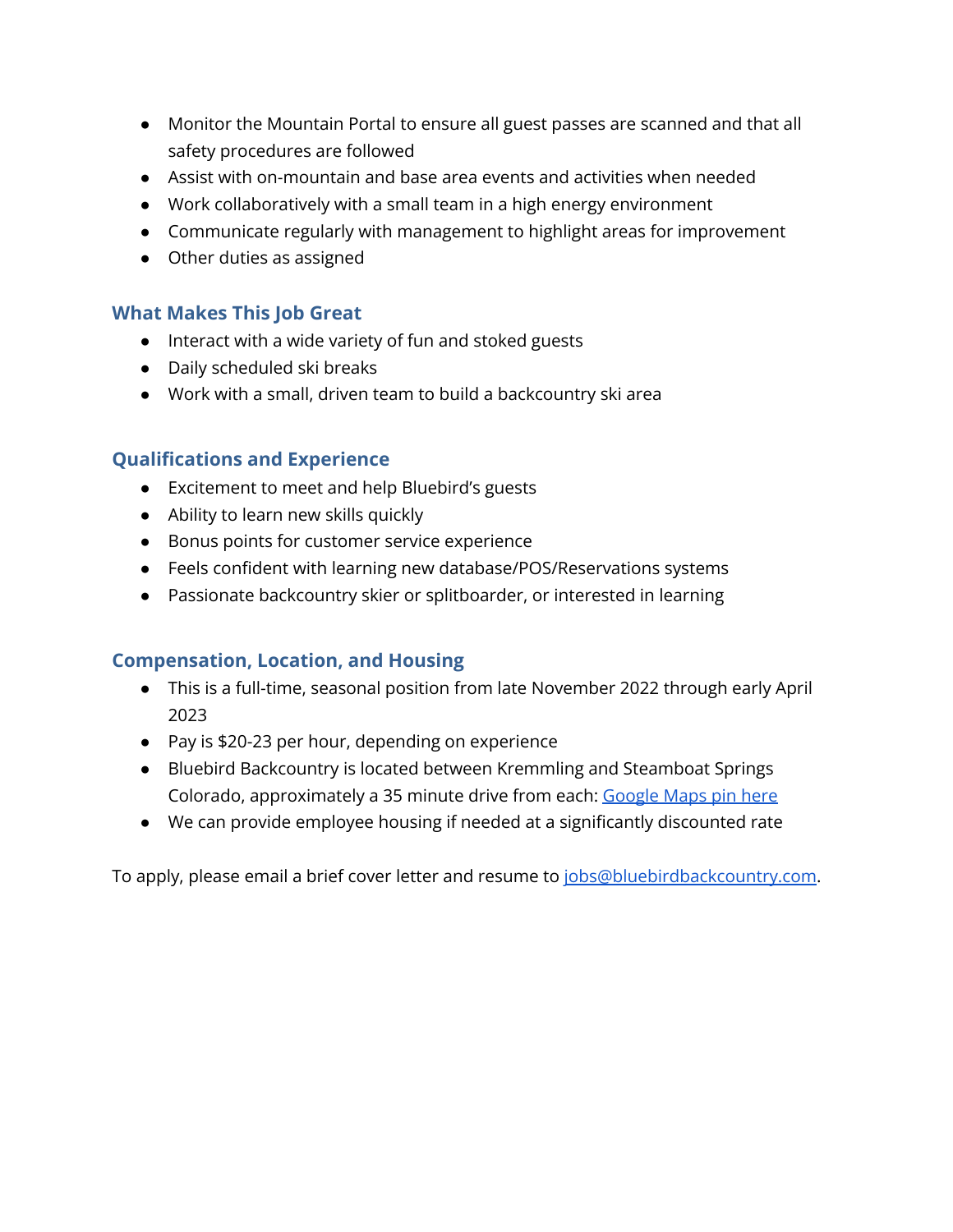- Monitor the Mountain Portal to ensure all guest passes are scanned and that all safety procedures are followed
- Assist with on-mountain and base area events and activities when needed
- Work collaboratively with a small team in a high energy environment
- Communicate regularly with management to highlight areas for improvement
- Other duties as assigned

### What Makes This Job Great

- Interact with a wide variety of fun and stoked guests
- Daily scheduled ski breaks
- Work with a small, driven team to build a backcountry ski area

### Qualifications and Experience

- Excitement to meet and help Bluebird's guests
- Ability to learn new skills quickly
- Bonus points for customer service experience
- Feels confident with learning new database/POS/Reservations systems
- Passionate backcountry skier or splitboarder, or interested in learning

### Compensation, Location, and Housing

- This is a full-time, seasonal position from late November 2022 through early April 2023
- Pay is $20-23 per hour, depending on experience
- Bluebird Backcountry is located between Kremmling and Steamboat Springs Colorado, approximately a 35 minute drive from each: Google Maps pin here
- We can provide employee housing if needed at a significantly discounted rate

To apply, please email a brief cover letter and resume to jobs@bluebirdbackcountry.com.